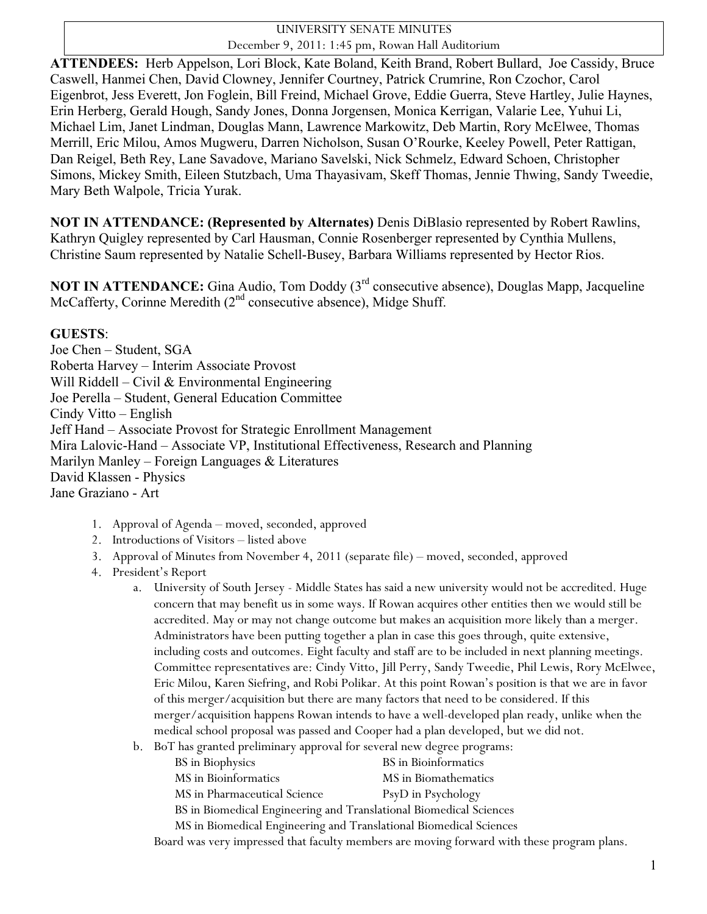UNIVERSITY SENATE MINUTES
December 9, 2011: 1:45 pm, Rowan Hall Auditorium

**ATTENDEES:** Herb Appelson, Lori Block, Kate Boland, Keith Brand, Robert Bullard, Joe Cassidy, Bruce Caswell, Hanmei Chen, David Clowney, Jennifer Courtney, Patrick Crumrine, Ron Czochor, Carol Eigenbrot, Jess Everett, Jon Foglein, Bill Freind, Michael Grove, Eddie Guerra, Steve Hartley, Julie Haynes, Erin Herberg, Gerald Hough, Sandy Jones, Donna Jorgensen, Monica Kerrigan, Valarie Lee, Yuhui Li, Michael Lim, Janet Lindman, Douglas Mann, Lawrence Markowitz, Deb Martin, Rory McElwee, Thomas Merrill, Eric Milou, Amos Mugweru, Darren Nicholson, Susan O'Rourke, Keeley Powell, Peter Rattigan, Dan Reigel, Beth Rey, Lane Savadove, Mariano Savelski, Nick Schmelz, Edward Schoen, Christopher Simons, Mickey Smith, Eileen Stutzbach, Uma Thayasivam, Skeff Thomas, Jennie Thwing, Sandy Tweedie, Mary Beth Walpole, Tricia Yurak.

**NOT IN ATTENDANCE: (Represented by Alternates)** Denis DiBlasio represented by Robert Rawlins, Kathryn Quigley represented by Carl Hausman, Connie Rosenberger represented by Cynthia Mullens, Christine Saum represented by Natalie Schell-Busey, Barbara Williams represented by Hector Rios.

**NOT IN ATTENDANCE:** Gina Audio, Tom Doddy (3rd consecutive absence), Douglas Mapp, Jacqueline McCafferty, Corinne Meredith (2nd consecutive absence), Midge Shuff.

**GUESTS**:
Joe Chen – Student, SGA
Roberta Harvey – Interim Associate Provost
Will Riddell – Civil & Environmental Engineering
Joe Perella – Student, General Education Committee
Cindy Vitto – English
Jeff Hand – Associate Provost for Strategic Enrollment Management
Mira Lalovic-Hand – Associate VP, Institutional Effectiveness, Research and Planning
Marilyn Manley – Foreign Languages & Literatures
David Klassen - Physics
Jane Graziano - Art

1. Approval of Agenda – moved, seconded, approved
2. Introductions of Visitors – listed above
3. Approval of Minutes from November 4, 2011 (separate file) – moved, seconded, approved
4. President's Report
   a. University of South Jersey - Middle States has said a new university would not be accredited. Huge concern that may benefit us in some ways. If Rowan acquires other entities then we would still be accredited. May or may not change outcome but makes an acquisition more likely than a merger. Administrators have been putting together a plan in case this goes through, quite extensive, including costs and outcomes. Eight faculty and staff are to be included in next planning meetings. Committee representatives are: Cindy Vitto, Jill Perry, Sandy Tweedie, Phil Lewis, Rory McElwee, Eric Milou, Karen Siefring, and Robi Polikar. At this point Rowan's position is that we are in favor of this merger/acquisition but there are many factors that need to be considered. If this merger/acquisition happens Rowan intends to have a well-developed plan ready, unlike when the medical school proposal was passed and Cooper had a plan developed, but we did not.
   b. BoT has granted preliminary approval for several new degree programs:
      - BS in Biophysics
      - BS in Bioinformatics
      - MS in Bioinformatics
      - MS in Biomathematics
      - MS in Pharmaceutical Science
      - PsyD in Psychology
      - BS in Biomedical Engineering and Translational Biomedical Sciences
      - MS in Biomedical Engineering and Translational Biomedical Sciences

      Board was very impressed that faculty members are moving forward with these program plans.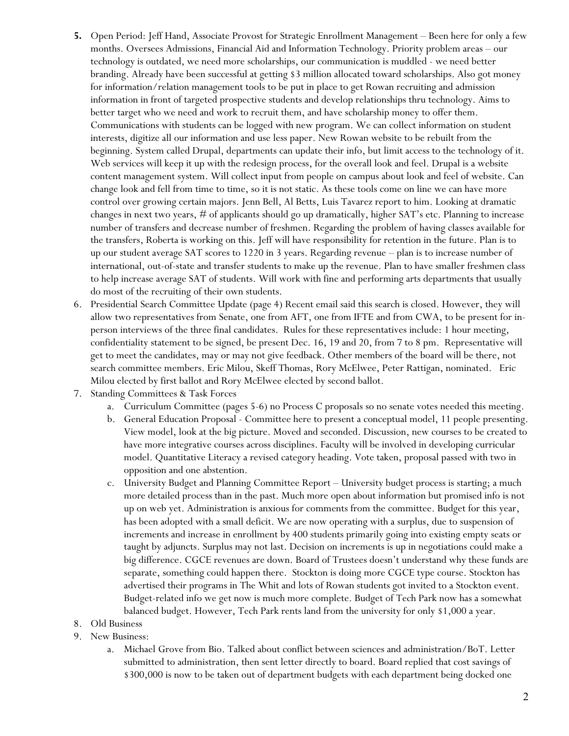5. Open Period: Jeff Hand, Associate Provost for Strategic Enrollment Management – Been here for only a few months. Oversees Admissions, Financial Aid and Information Technology. Priority problem areas – our technology is outdated, we need more scholarships, our communication is muddled - we need better branding. Already have been successful at getting $3 million allocated toward scholarships. Also got money for information/relation management tools to be put in place to get Rowan recruiting and admission information in front of targeted prospective students and develop relationships thru technology. Aims to better target who we need and work to recruit them, and have scholarship money to offer them. Communications with students can be logged with new program. We can collect information on student interests, digitize all our information and use less paper. New Rowan website to be rebuilt from the beginning. System called Drupal, departments can update their info, but limit access to the technology of it. Web services will keep it up with the redesign process, for the overall look and feel. Drupal is a website content management system. Will collect input from people on campus about look and feel of website. Can change look and fell from time to time, so it is not static. As these tools come on line we can have more control over growing certain majors. Jenn Bell, Al Betts, Luis Tavarez report to him. Looking at dramatic changes in next two years, # of applicants should go up dramatically, higher SAT's etc. Planning to increase number of transfers and decrease number of freshmen. Regarding the problem of having classes available for the transfers, Roberta is working on this. Jeff will have responsibility for retention in the future. Plan is to up our student average SAT scores to 1220 in 3 years. Regarding revenue – plan is to increase number of international, out-of-state and transfer students to make up the revenue. Plan to have smaller freshmen class to help increase average SAT of students. Will work with fine and performing arts departments that usually do most of the recruiting of their own students.
6. Presidential Search Committee Update (page 4) Recent email said this search is closed. However, they will allow two representatives from Senate, one from AFT, one from IFTE and from CWA, to be present for in-person interviews of the three final candidates. Rules for these representatives include: 1 hour meeting, confidentiality statement to be signed, be present Dec. 16, 19 and 20, from 7 to 8 pm. Representative will get to meet the candidates, may or may not give feedback. Other members of the board will be there, not search committee members. Eric Milou, Skeff Thomas, Rory McElwee, Peter Rattigan, nominated. Eric Milou elected by first ballot and Rory McElwee elected by second ballot.
7. Standing Committees & Task Forces
   a. Curriculum Committee (pages 5-6) no Process C proposals so no senate votes needed this meeting.
   b. General Education Proposal - Committee here to present a conceptual model, 11 people presenting. View model, look at the big picture. Moved and seconded. Discussion, new courses to be created to have more integrative courses across disciplines. Faculty will be involved in developing curricular model. Quantitative Literacy a revised category heading. Vote taken, proposal passed with two in opposition and one abstention.
   c. University Budget and Planning Committee Report – University budget process is starting; a much more detailed process than in the past. Much more open about information but promised info is not up on web yet. Administration is anxious for comments from the committee. Budget for this year, has been adopted with a small deficit. We are now operating with a surplus, due to suspension of increments and increase in enrollment by 400 students primarily going into existing empty seats or taught by adjuncts. Surplus may not last. Decision on increments is up in negotiations could make a big difference. CGCE revenues are down. Board of Trustees doesn't understand why these funds are separate, something could happen there. Stockton is doing more CGCE type course. Stockton has advertised their programs in The Whit and lots of Rowan students got invited to a Stockton event. Budget-related info we get now is much more complete. Budget of Tech Park now has a somewhat balanced budget. However, Tech Park rents land from the university for only $1,000 a year.
8. Old Business
9. New Business:
   a. Michael Grove from Bio. Talked about conflict between sciences and administration/BoT. Letter submitted to administration, then sent letter directly to board. Board replied that cost savings of $300,000 is now to be taken out of department budgets with each department being docked one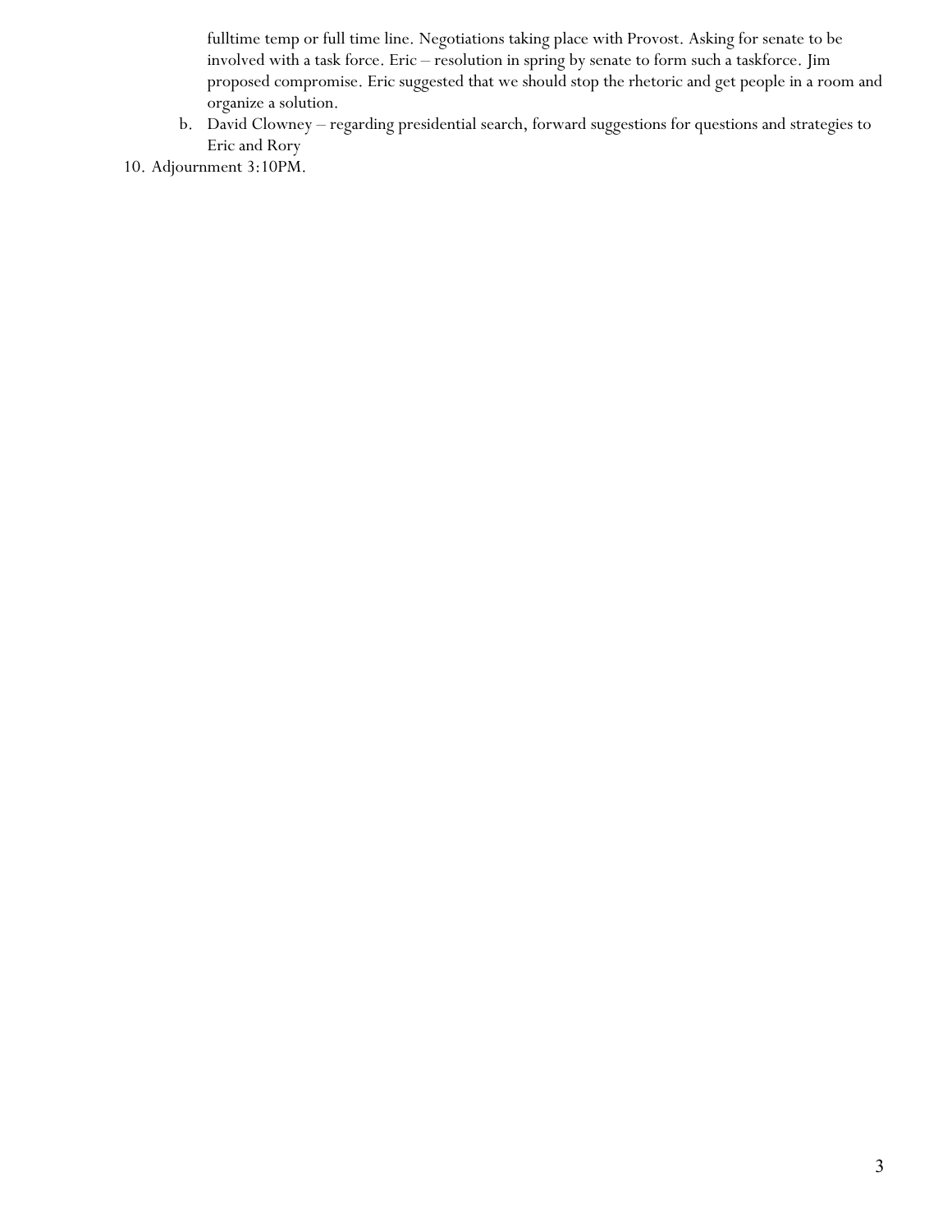fulltime temp or full time line. Negotiations taking place with Provost. Asking for senate to be involved with a task force. Eric – resolution in spring by senate to form such a taskforce. Jim proposed compromise. Eric suggested that we should stop the rhetoric and get people in a room and organize a solution.

   b. David Clowney – regarding presidential search, forward suggestions for questions and strategies to Eric and Rory

10. Adjournment 3:10PM.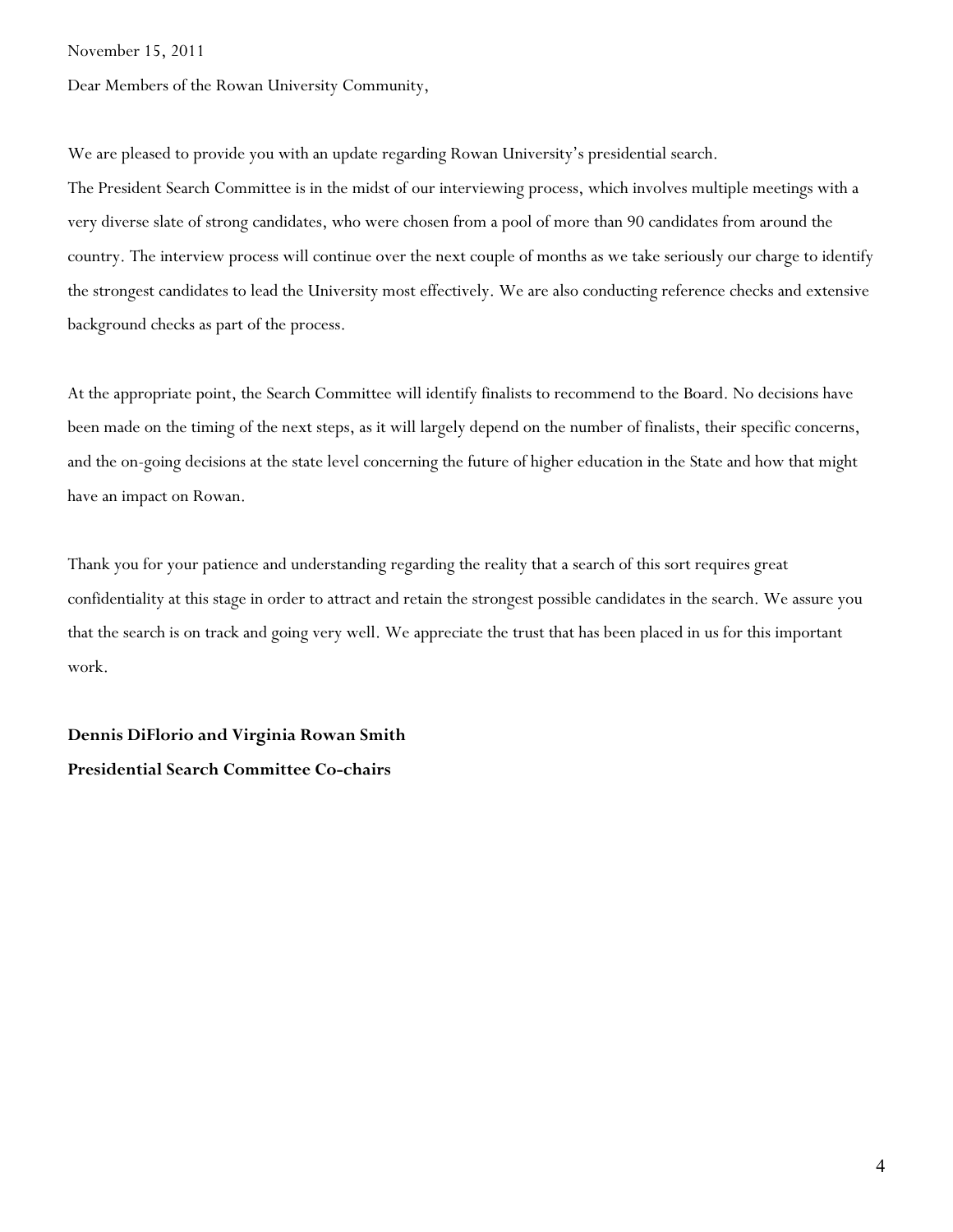November 15, 2011

Dear Members of the Rowan University Community,

We are pleased to provide you with an update regarding Rowan University's presidential search.

The President Search Committee is in the midst of our interviewing process, which involves multiple meetings with a very diverse slate of strong candidates, who were chosen from a pool of more than 90 candidates from around the country. The interview process will continue over the next couple of months as we take seriously our charge to identify the strongest candidates to lead the University most effectively. We are also conducting reference checks and extensive background checks as part of the process.

At the appropriate point, the Search Committee will identify finalists to recommend to the Board. No decisions have been made on the timing of the next steps, as it will largely depend on the number of finalists, their specific concerns, and the on-going decisions at the state level concerning the future of higher education in the State and how that might have an impact on Rowan.

Thank you for your patience and understanding regarding the reality that a search of this sort requires great confidentiality at this stage in order to attract and retain the strongest possible candidates in the search. We assure you that the search is on track and going very well. We appreciate the trust that has been placed in us for this important work.

**Dennis DiFlorio and Virginia Rowan Smith**

**Presidential Search Committee Co-chairs**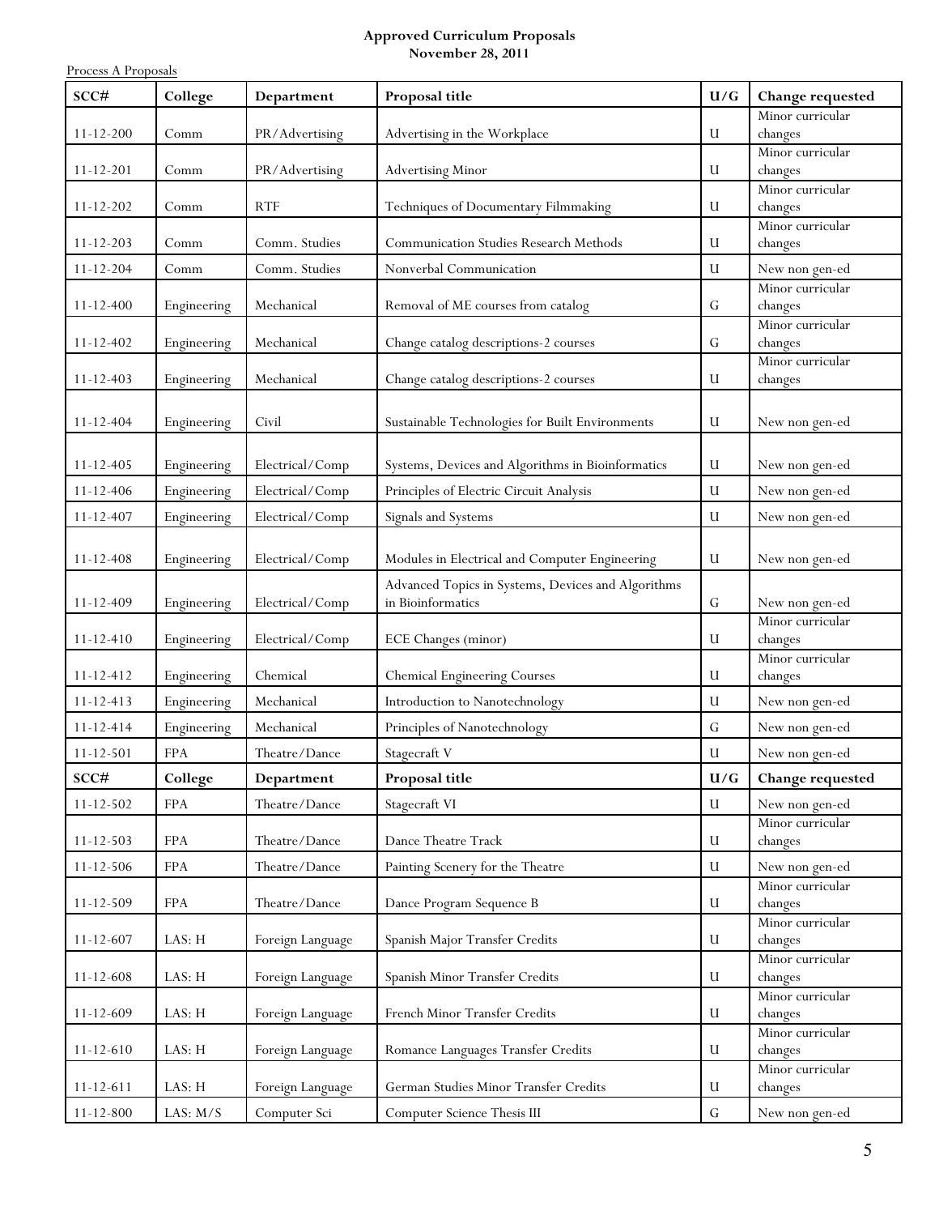**Approved Curriculum Proposals**
**November 28, 2011**

Process A Proposals

| SCC# | College | Department | Proposal title | U/G | Change requested |
|---|---|---|---|---|---|
| 11-12-200 | Comm | PR/Advertising | Advertising in the Workplace | U | Minor curricular changes |
| 11-12-201 | Comm | PR/Advertising | Advertising Minor | U | Minor curricular changes |
| 11-12-202 | Comm | RTF | Techniques of Documentary Filmmaking | U | Minor curricular changes |
| 11-12-203 | Comm | Comm. Studies | Communication Studies Research Methods | U | Minor curricular changes |
| 11-12-204 | Comm | Comm. Studies | Nonverbal Communication | U | New non gen-ed |
| 11-12-400 | Engineering | Mechanical | Removal of ME courses from catalog | G | Minor curricular changes |
| 11-12-402 | Engineering | Mechanical | Change catalog descriptions-2 courses | G | Minor curricular changes |
| 11-12-403 | Engineering | Mechanical | Change catalog descriptions-2 courses | U | Minor curricular changes |
| 11-12-404 | Engineering | Civil | Sustainable Technologies for Built Environments | U | New non gen-ed |
| 11-12-405 | Engineering | Electrical/Comp | Systems, Devices and Algorithms in Bioinformatics | U | New non gen-ed |
| 11-12-406 | Engineering | Electrical/Comp | Principles of Electric Circuit Analysis | U | New non gen-ed |
| 11-12-407 | Engineering | Electrical/Comp | Signals and Systems | U | New non gen-ed |
| 11-12-408 | Engineering | Electrical/Comp | Modules in Electrical and Computer Engineering | U | New non gen-ed |
| 11-12-409 | Engineering | Electrical/Comp | Advanced Topics in Systems, Devices and Algorithms in Bioinformatics | G | New non gen-ed |
| 11-12-410 | Engineering | Electrical/Comp | ECE Changes (minor) | U | Minor curricular changes |
| 11-12-412 | Engineering | Chemical | Chemical Engineering Courses | U | Minor curricular changes |
| 11-12-413 | Engineering | Mechanical | Introduction to Nanotechnology | U | New non gen-ed |
| 11-12-414 | Engineering | Mechanical | Principles of Nanotechnology | G | New non gen-ed |
| 11-12-501 | FPA | Theatre/Dance | Stagecraft V | U | New non gen-ed |
| 11-12-502 | FPA | Theatre/Dance | Stagecraft VI | U | New non gen-ed |
| 11-12-503 | FPA | Theatre/Dance | Dance Theatre Track | U | Minor curricular changes |
| 11-12-506 | FPA | Theatre/Dance | Painting Scenery for the Theatre | U | New non gen-ed |
| 11-12-509 | FPA | Theatre/Dance | Dance Program Sequence B | U | Minor curricular changes |
| 11-12-607 | LAS: H | Foreign Language | Spanish Major Transfer Credits | U | Minor curricular changes |
| 11-12-608 | LAS: H | Foreign Language | Spanish Minor Transfer Credits | U | Minor curricular changes |
| 11-12-609 | LAS: H | Foreign Language | French Minor Transfer Credits | U | Minor curricular changes |
| 11-12-610 | LAS: H | Foreign Language | Romance Languages Transfer Credits | U | Minor curricular changes |
| 11-12-611 | LAS: H | Foreign Language | German Studies Minor Transfer Credits | U | Minor curricular changes |
| 11-12-800 | LAS: M/S | Computer Sci | Computer Science Thesis III | G | New non gen-ed |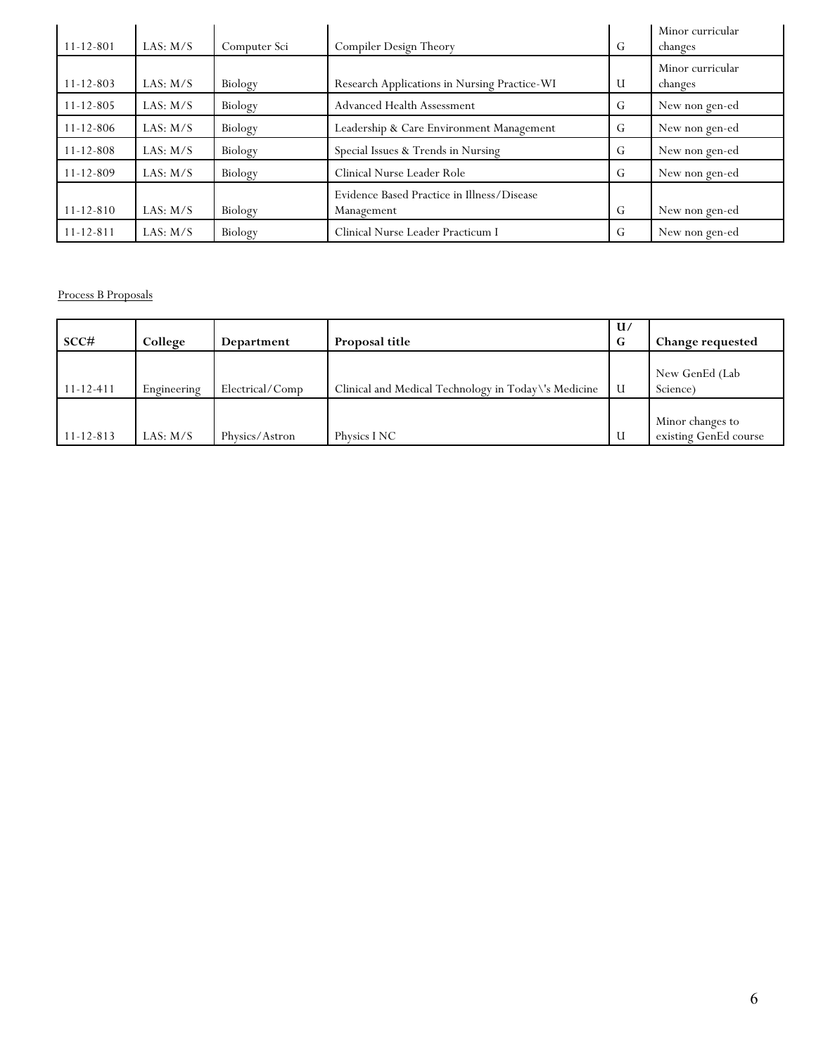| | | | | | |
|---|---|---|---|---|---|
| 11-12-801 | LAS: M/S | Computer Sci | Compiler Design Theory | G | Minor curricular changes |
| 11-12-803 | LAS: M/S | Biology | Research Applications in Nursing Practice-WI | U | Minor curricular changes |
| 11-12-805 | LAS: M/S | Biology | Advanced Health Assessment | G | New non gen-ed |
| 11-12-806 | LAS: M/S | Biology | Leadership & Care Environment Management | G | New non gen-ed |
| 11-12-808 | LAS: M/S | Biology | Special Issues & Trends in Nursing | G | New non gen-ed |
| 11-12-809 | LAS: M/S | Biology | Clinical Nurse Leader Role | G | New non gen-ed |
| 11-12-810 | LAS: M/S | Biology | Evidence Based Practice in Illness/Disease Management | G | New non gen-ed |
| 11-12-811 | LAS: M/S | Biology | Clinical Nurse Leader Practicum I | G | New non gen-ed |

Process B Proposals

| SCC# | College | Department | Proposal title | U/G | Change requested |
|---|---|---|---|---|---|
| 11-12-411 | Engineering | Electrical/Comp | Clinical and Medical Technology in Today\'s Medicine | U | New GenEd (Lab Science) |
| 11-12-813 | LAS: M/S | Physics/Astron | Physics I NC | U | Minor changes to existing GenEd course |